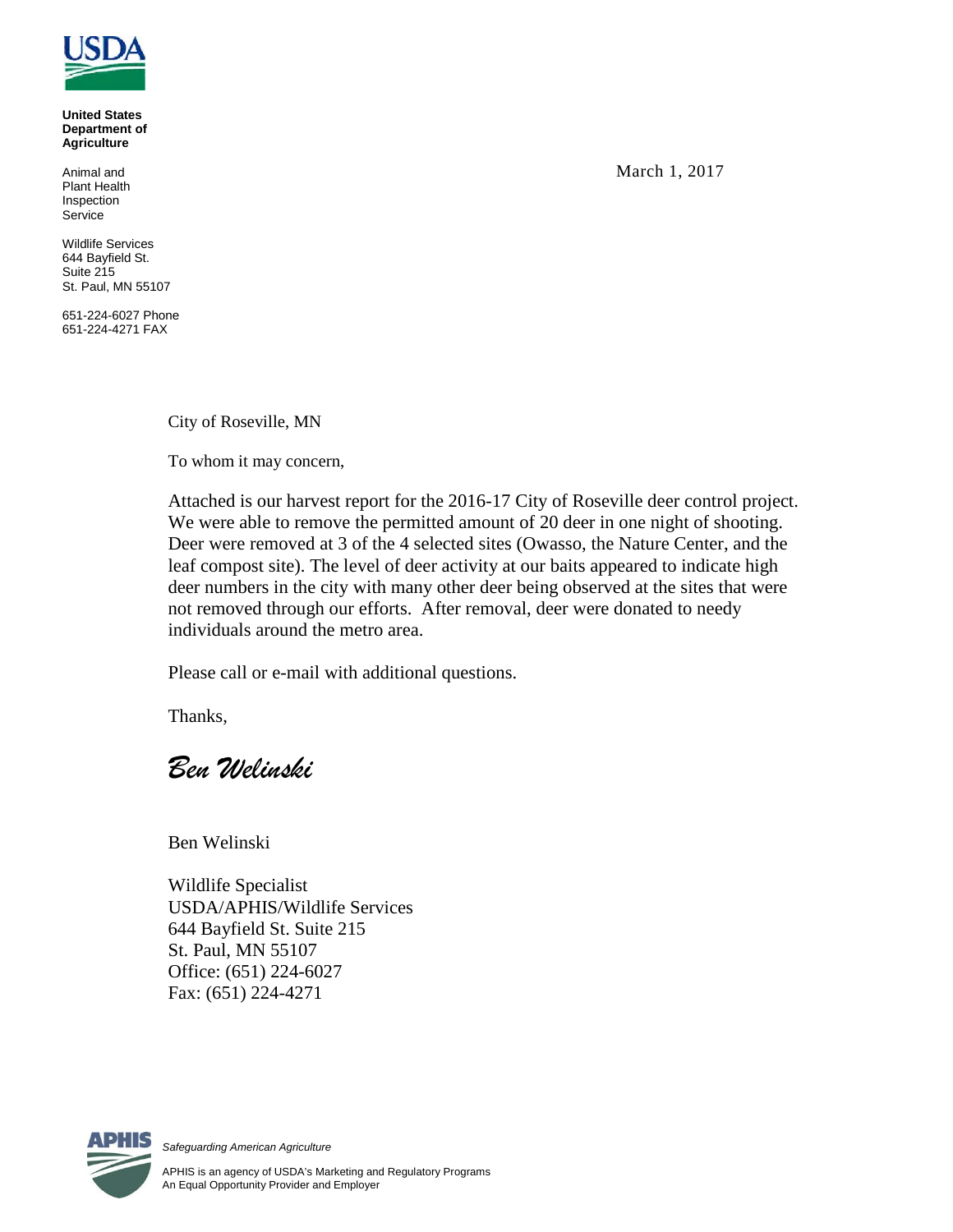**United States Department of Agriculture**

Animal and Plant Health Inspection Service

Wildlife Services
644 Bayfield St.
Suite 215
St. Paul, MN 55107

651-224-6027 Phone
651-224-4271 FAX

March 1, 2017

City of Roseville, MN

To whom it may concern,

Attached is our harvest report for the 2016-17 City of Roseville deer control project. We were able to remove the permitted amount of 20 deer in one night of shooting. Deer were removed at 3 of the 4 selected sites (Owasso, the Nature Center, and the leaf compost site). The level of deer activity at our baits appeared to indicate high deer numbers in the city with many other deer being observed at the sites that were not removed through our efforts. After removal, deer were donated to needy individuals around the metro area.

Please call or e-mail with additional questions.

Thanks,

*Ben Welinski*

Ben Welinski

Wildlife Specialist
USDA/APHIS/Wildlife Services
644 Bayfield St. Suite 215
St. Paul, MN 55107
Office: (651) 224-6027
Fax: (651) 224-4271

*Safeguarding American Agriculture*

APHIS is an agency of USDA's Marketing and Regulatory Programs
An Equal Opportunity Provider and Employer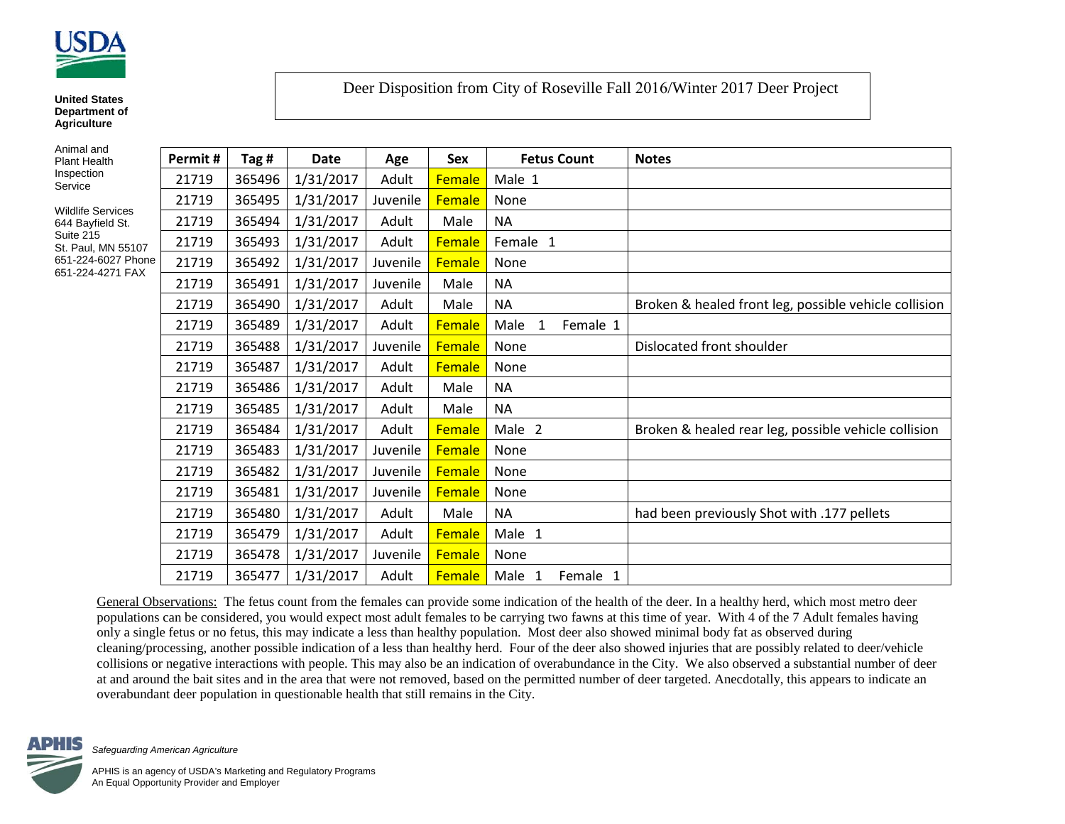**United States Department of Agriculture**

Animal and Plant Health Inspection Service

Wildlife Services
644 Bayfield St.
Suite 215
St. Paul, MN 55107
651-224-6027 Phone
651-224-4271 FAX

Deer Disposition from City of Roseville Fall 2016/Winter 2017 Deer Project

| Permit # | Tag # | Date | Age | Sex | Fetus Count | Notes |
|---|---|---|---|---|---|---|
| 21719 | 365496 | 1/31/2017 | Adult | Female | Male 1 | |
| 21719 | 365495 | 1/31/2017 | Juvenile | Female | None | |
| 21719 | 365494 | 1/31/2017 | Adult | Male | NA | |
| 21719 | 365493 | 1/31/2017 | Adult | Female | Female 1 | |
| 21719 | 365492 | 1/31/2017 | Juvenile | Female | None | |
| 21719 | 365491 | 1/31/2017 | Juvenile | Male | NA | |
| 21719 | 365490 | 1/31/2017 | Adult | Male | NA | Broken & healed front leg, possible vehicle collision |
| 21719 | 365489 | 1/31/2017 | Adult | Female | Male 1 Female 1 | |
| 21719 | 365488 | 1/31/2017 | Juvenile | Female | None | Dislocated front shoulder |
| 21719 | 365487 | 1/31/2017 | Adult | Female | None | |
| 21719 | 365486 | 1/31/2017 | Adult | Male | NA | |
| 21719 | 365485 | 1/31/2017 | Adult | Male | NA | |
| 21719 | 365484 | 1/31/2017 | Adult | Female | Male 2 | Broken & healed rear leg, possible vehicle collision |
| 21719 | 365483 | 1/31/2017 | Juvenile | Female | None | |
| 21719 | 365482 | 1/31/2017 | Juvenile | Female | None | |
| 21719 | 365481 | 1/31/2017 | Juvenile | Female | None | |
| 21719 | 365480 | 1/31/2017 | Adult | Male | NA | had been previously Shot with .177 pellets |
| 21719 | 365479 | 1/31/2017 | Adult | Female | Male 1 | |
| 21719 | 365478 | 1/31/2017 | Juvenile | Female | None | |
| 21719 | 365477 | 1/31/2017 | Adult | Female | Male 1 Female 1 | |

General Observations: The fetus count from the females can provide some indication of the health of the deer. In a healthy herd, which most metro deer populations can be considered, you would expect most adult females to be carrying two fawns at this time of year. With 4 of the 7 Adult females having only a single fetus or no fetus, this may indicate a less than healthy population. Most deer also showed minimal body fat as observed during cleaning/processing, another possible indication of a less than healthy herd. Four of the deer also showed injuries that are possibly related to deer/vehicle collisions or negative interactions with people. This may also be an indication of overabundance in the City. We also observed a substantial number of deer at and around the bait sites and in the area that were not removed, based on the permitted number of deer targeted. Anecdotally, this appears to indicate an overabundant deer population in questionable health that still remains in the City.

*Safeguarding American Agriculture*

APHIS is an agency of USDA's Marketing and Regulatory Programs
An Equal Opportunity Provider and Employer